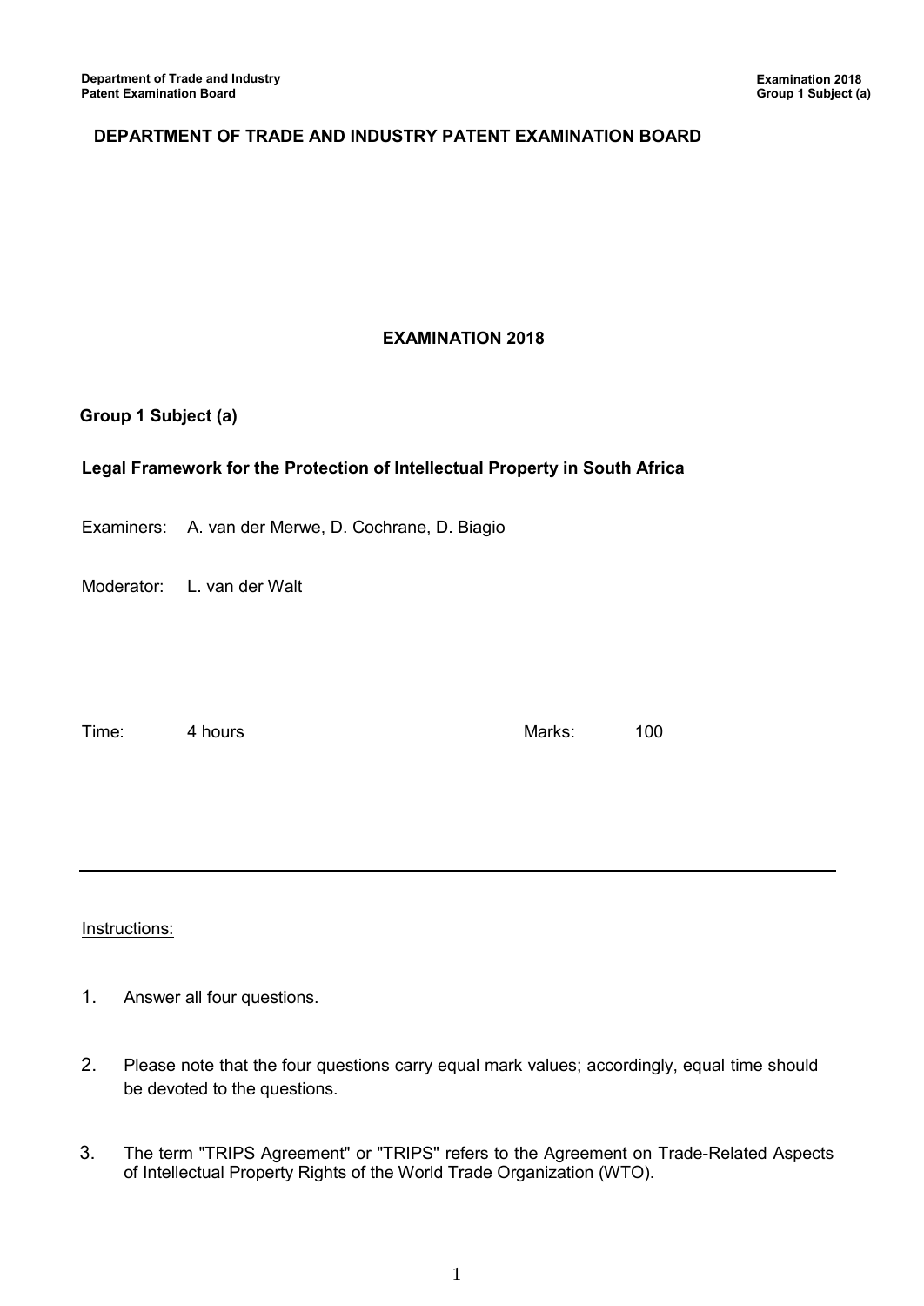# DEPARTMENT OF TRADE AND INDUSTRY PATENT EXAMINATION BOARD

## EXAMINATION 2018

**Group 1 Subject (a)**

**Legal Framework for the Protection of Intellectual Property in South Africa**

Examiners: A. van der Merwe, D. Cochrane, D. Biagio

Moderator: L. van der Walt

Time: 4 hours

Marks: 100

---

Instructions:

1. Answer all four questions.
2. Please note that the four questions carry equal mark values; accordingly, equal time should be devoted to the questions.
3. The term "TRIPS Agreement" or "TRIPS" refers to the Agreement on Trade-Related Aspects of Intellectual Property Rights of the World Trade Organization (WTO).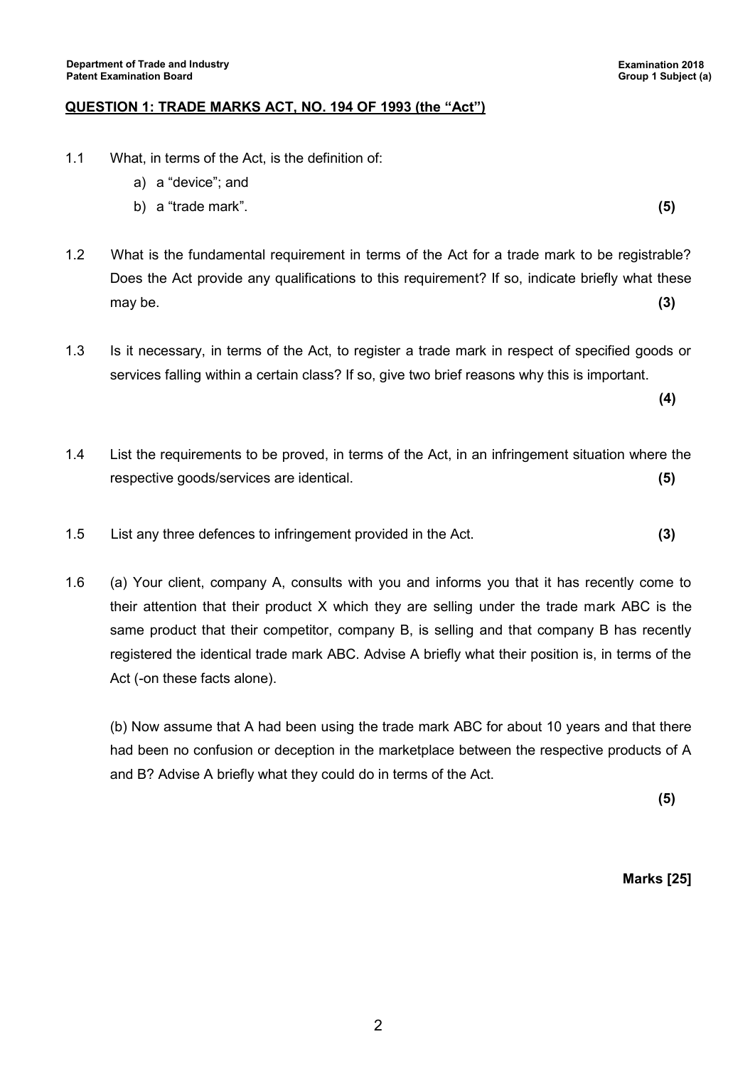## QUESTION 1: TRADE MARKS ACT, NO. 194 OF 1993 (the "Act")

1.1 What, in terms of the Act, is the definition of:

a) a "device"; and

b) a "trade mark". **(5)**

1.2 What is the fundamental requirement in terms of the Act for a trade mark to be registrable? Does the Act provide any qualifications to this requirement? If so, indicate briefly what these may be. **(3)**

1.3 Is it necessary, in terms of the Act, to register a trade mark in respect of specified goods or services falling within a certain class? If so, give two brief reasons why this is important. **(4)**

1.4 List the requirements to be proved, in terms of the Act, in an infringement situation where the respective goods/services are identical. **(5)**

1.5 List any three defences to infringement provided in the Act. **(3)**

1.6 (a) Your client, company A, consults with you and informs you that it has recently come to their attention that their product X which they are selling under the trade mark ABC is the same product that their competitor, company B, is selling and that company B has recently registered the identical trade mark ABC. Advise A briefly what their position is, in terms of the Act (-on these facts alone).

(b) Now assume that A had been using the trade mark ABC for about 10 years and that there had been no confusion or deception in the marketplace between the respective products of A and B? Advise A briefly what they could do in terms of the Act.

**(5)**

**Marks [25]**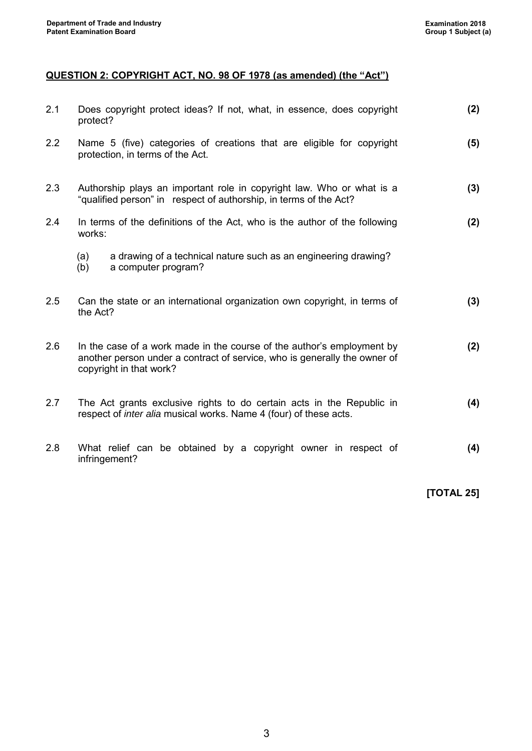## QUESTION 2: COPYRIGHT ACT, NO. 98 OF 1978 (as amended) (the "Act")

2.1 Does copyright protect ideas? If not, what, in essence, does copyright protect? **(2)**

2.2 Name 5 (five) categories of creations that are eligible for copyright protection, in terms of the Act. **(5)**

2.3 Authorship plays an important role in copyright law. Who or what is a "qualified person" in respect of authorship, in terms of the Act? **(3)**

2.4 In terms of the definitions of the Act, who is the author of the following works: **(2)**

(a) a drawing of a technical nature such as an engineering drawing?
(b) a computer program?

2.5 Can the state or an international organization own copyright, in terms of the Act? **(3)**

2.6 In the case of a work made in the course of the author's employment by another person under a contract of service, who is generally the owner of copyright in that work? **(2)**

2.7 The Act grants exclusive rights to do certain acts in the Republic in respect of *inter alia* musical works. Name 4 (four) of these acts. **(4)**

2.8 What relief can be obtained by a copyright owner in respect of infringement? **(4)**

**[TOTAL 25]**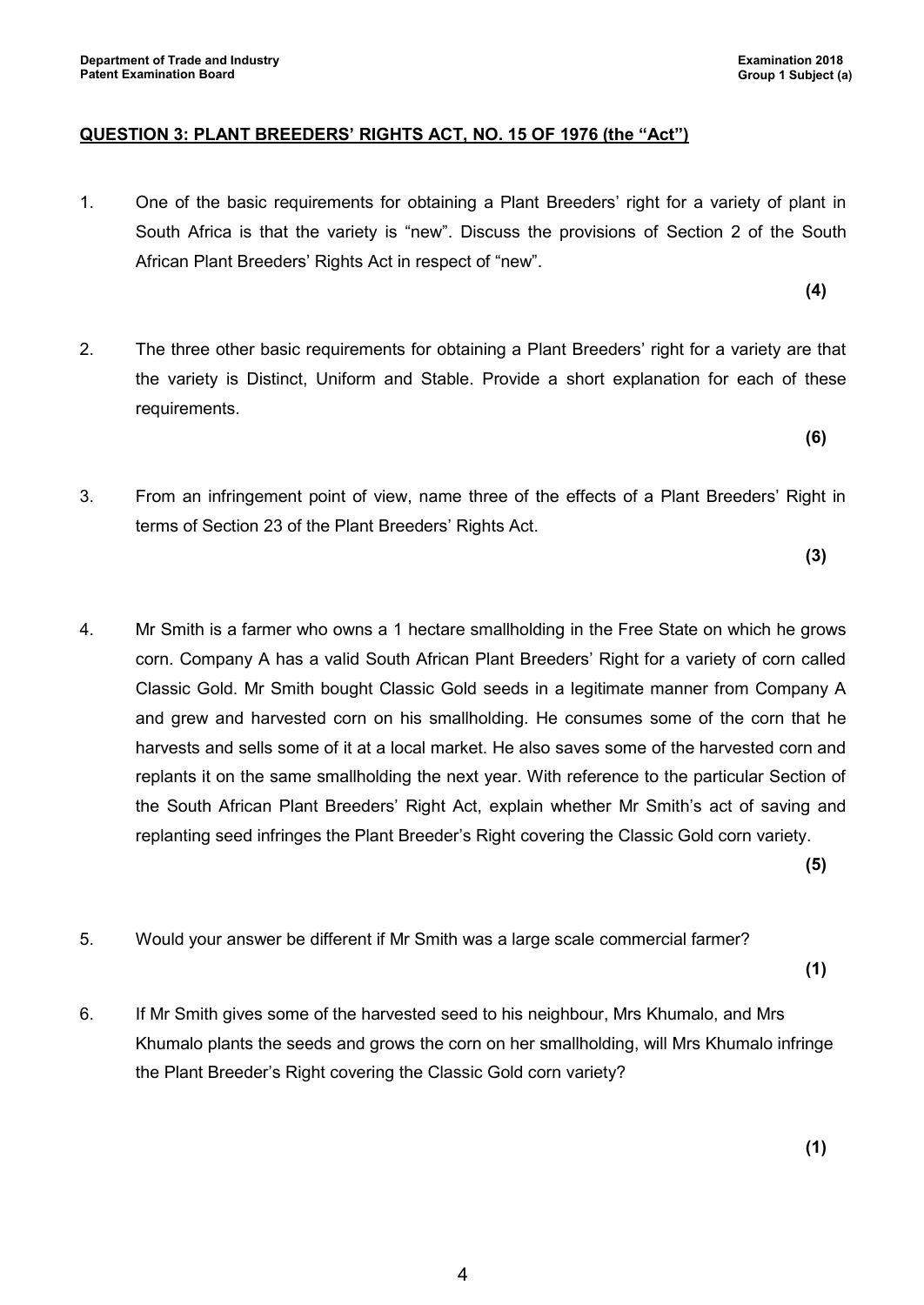## QUESTION 3: PLANT BREEDERS' RIGHTS ACT, NO. 15 OF 1976 (the "Act")

1. One of the basic requirements for obtaining a Plant Breeders' right for a variety of plant in South Africa is that the variety is "new". Discuss the provisions of Section 2 of the South African Plant Breeders' Rights Act in respect of "new".

   **(4)**

2. The three other basic requirements for obtaining a Plant Breeders' right for a variety are that the variety is Distinct, Uniform and Stable. Provide a short explanation for each of these requirements.

   **(6)**

3. From an infringement point of view, name three of the effects of a Plant Breeders' Right in terms of Section 23 of the Plant Breeders' Rights Act.

   **(3)**

4. Mr Smith is a farmer who owns a 1 hectare smallholding in the Free State on which he grows corn. Company A has a valid South African Plant Breeders' Right for a variety of corn called Classic Gold. Mr Smith bought Classic Gold seeds in a legitimate manner from Company A and grew and harvested corn on his smallholding. He consumes some of the corn that he harvests and sells some of it at a local market. He also saves some of the harvested corn and replants it on the same smallholding the next year. With reference to the particular Section of the South African Plant Breeders' Right Act, explain whether Mr Smith's act of saving and replanting seed infringes the Plant Breeder's Right covering the Classic Gold corn variety.

   **(5)**

5. Would your answer be different if Mr Smith was a large scale commercial farmer?

   **(1)**

6. If Mr Smith gives some of the harvested seed to his neighbour, Mrs Khumalo, and Mrs Khumalo plants the seeds and grows the corn on her smallholding, will Mrs Khumalo infringe the Plant Breeder's Right covering the Classic Gold corn variety?

   **(1)**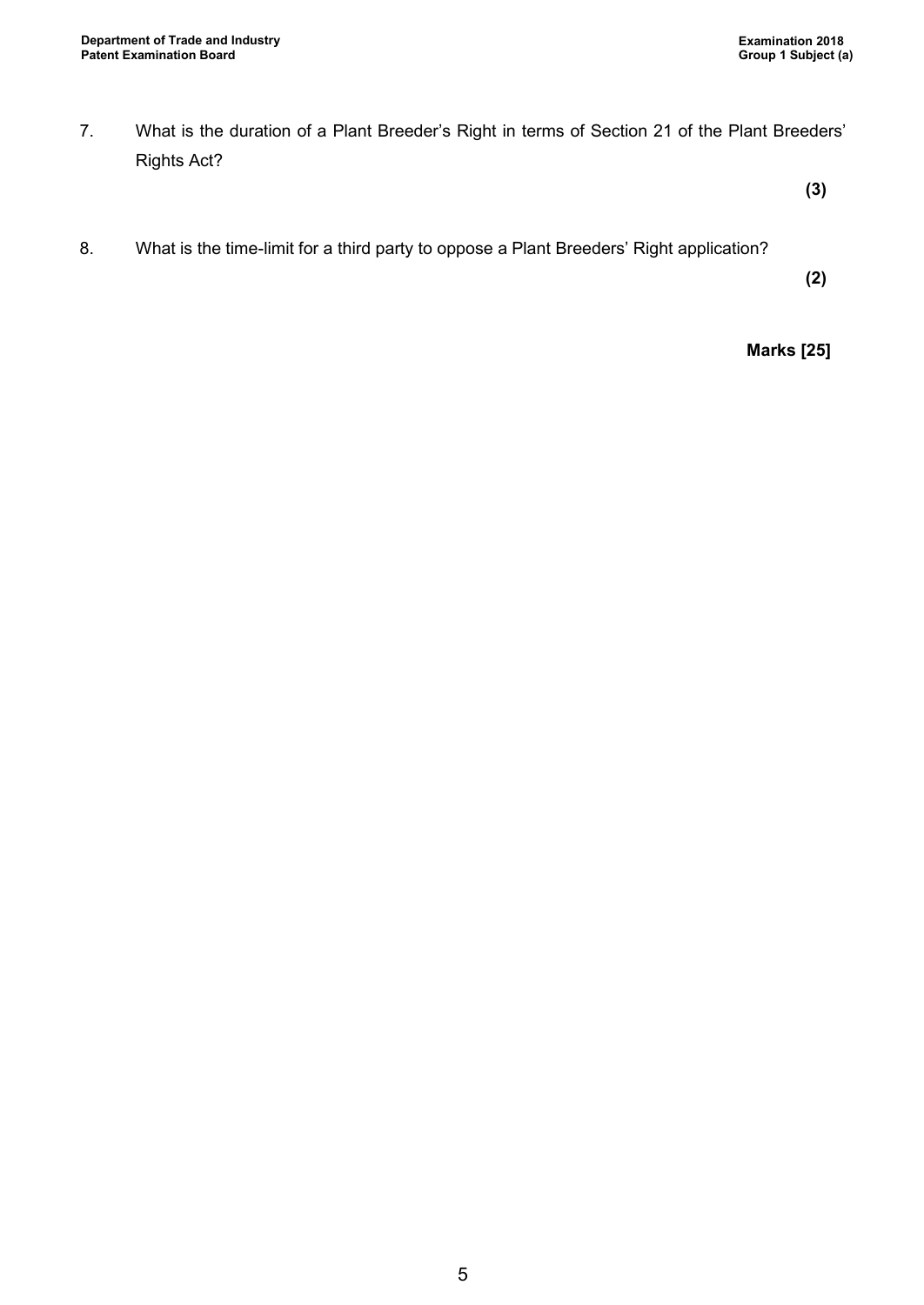7. What is the duration of a Plant Breeder's Right in terms of Section 21 of the Plant Breeders' Rights Act?

**(3)**

8. What is the time-limit for a third party to oppose a Plant Breeders' Right application?

**(2)**

**Marks [25]**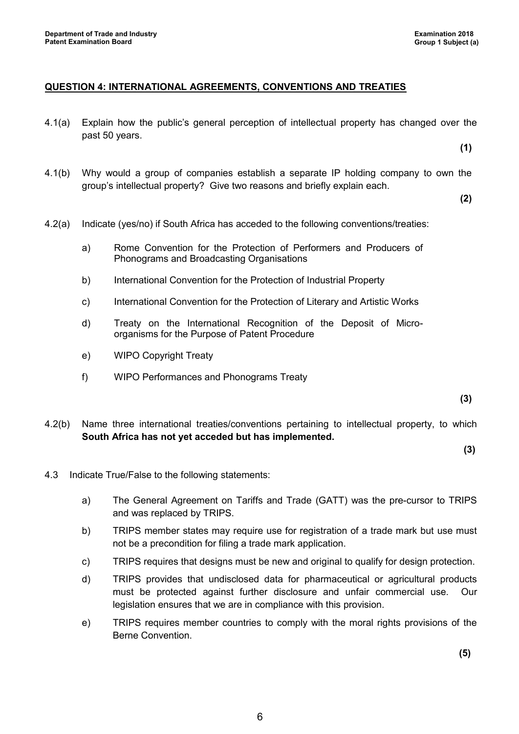## QUESTION 4: INTERNATIONAL AGREEMENTS, CONVENTIONS AND TREATIES

4.1(a) Explain how the public's general perception of intellectual property has changed over the past 50 years.

**(1)**

4.1(b) Why would a group of companies establish a separate IP holding company to own the group's intellectual property? Give two reasons and briefly explain each.

**(2)**

4.2(a) Indicate (yes/no) if South Africa has acceded to the following conventions/treaties:

a) Rome Convention for the Protection of Performers and Producers of Phonograms and Broadcasting Organisations

b) International Convention for the Protection of Industrial Property

c) International Convention for the Protection of Literary and Artistic Works

d) Treaty on the International Recognition of the Deposit of Micro-organisms for the Purpose of Patent Procedure

e) WIPO Copyright Treaty

f) WIPO Performances and Phonograms Treaty

**(3)**

4.2(b) Name three international treaties/conventions pertaining to intellectual property, to which **South Africa has not yet acceded but has implemented.**

**(3)**

4.3 Indicate True/False to the following statements:

a) The General Agreement on Tariffs and Trade (GATT) was the pre-cursor to TRIPS and was replaced by TRIPS.

b) TRIPS member states may require use for registration of a trade mark but use must not be a precondition for filing a trade mark application.

c) TRIPS requires that designs must be new and original to qualify for design protection.

d) TRIPS provides that undisclosed data for pharmaceutical or agricultural products must be protected against further disclosure and unfair commercial use. Our legislation ensures that we are in compliance with this provision.

e) TRIPS requires member countries to comply with the moral rights provisions of the Berne Convention.

**(5)**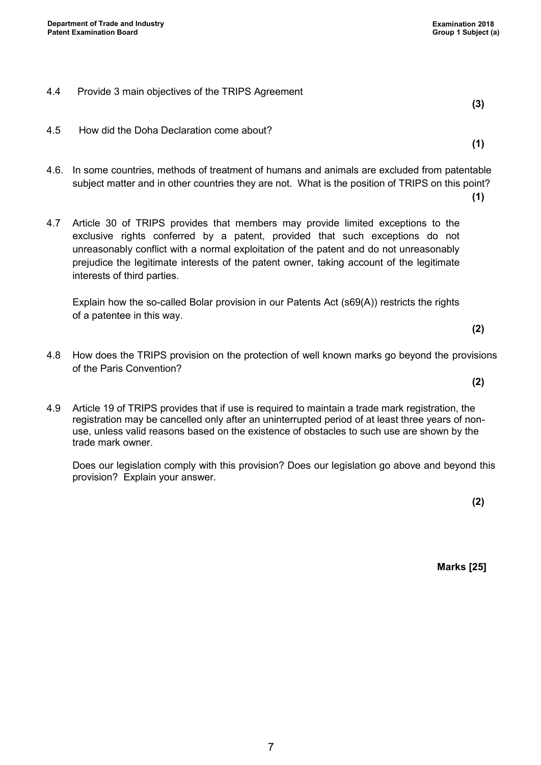4.4 Provide 3 main objectives of the TRIPS Agreement

**(3)**

4.5 How did the Doha Declaration come about?

**(1)**

4.6. In some countries, methods of treatment of humans and animals are excluded from patentable subject matter and in other countries they are not. What is the position of TRIPS on this point?

**(1)**

4.7 Article 30 of TRIPS provides that members may provide limited exceptions to the exclusive rights conferred by a patent, provided that such exceptions do not unreasonably conflict with a normal exploitation of the patent and do not unreasonably prejudice the legitimate interests of the patent owner, taking account of the legitimate interests of third parties.

Explain how the so-called Bolar provision in our Patents Act (s69(A)) restricts the rights of a patentee in this way.

**(2)**

4.8 How does the TRIPS provision on the protection of well known marks go beyond the provisions of the Paris Convention?

**(2)**

4.9 Article 19 of TRIPS provides that if use is required to maintain a trade mark registration, the registration may be cancelled only after an uninterrupted period of at least three years of non-use, unless valid reasons based on the existence of obstacles to such use are shown by the trade mark owner.

Does our legislation comply with this provision? Does our legislation go above and beyond this provision? Explain your answer.

**(2)**

**Marks [25]**